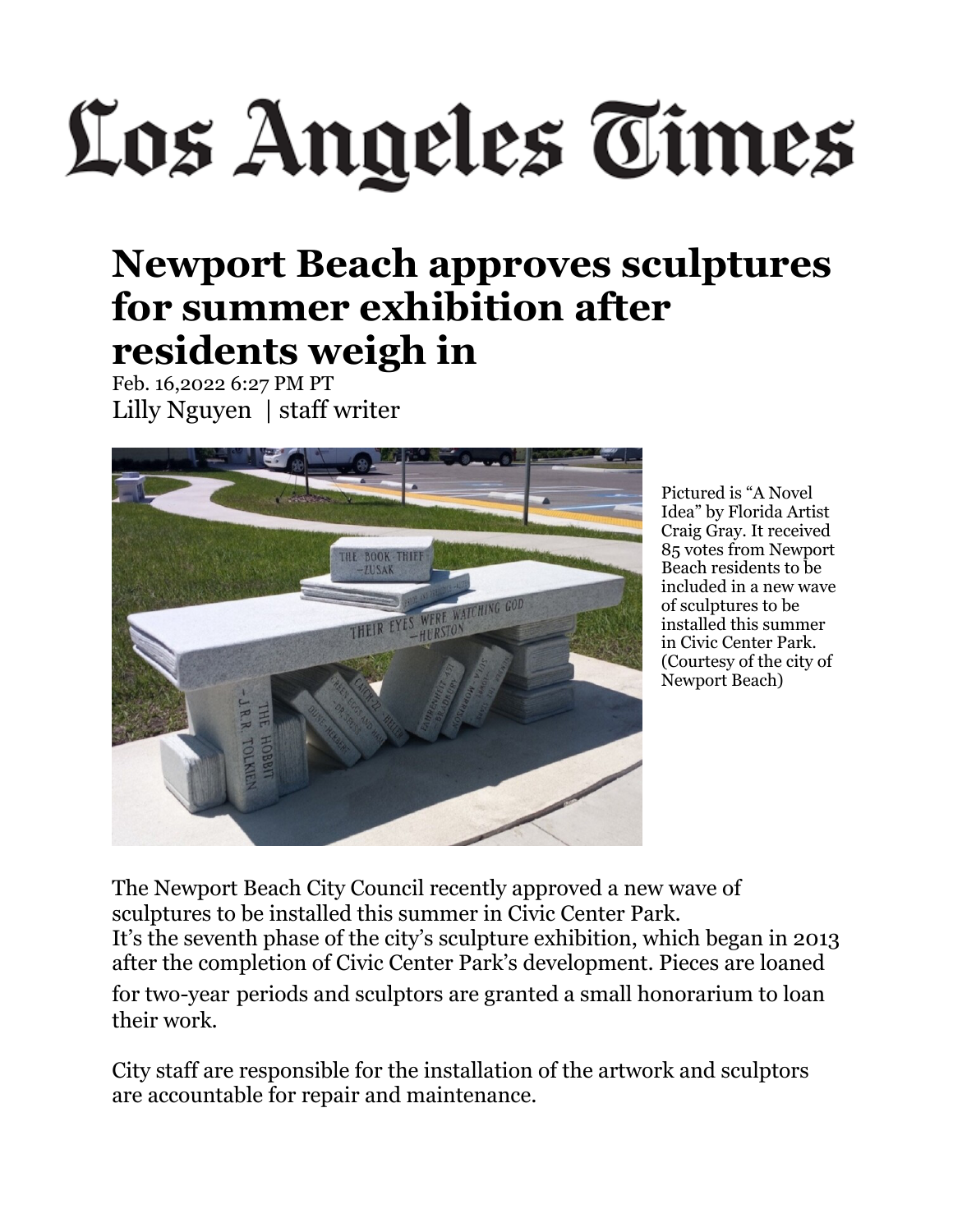# Los Angeles Times

## Newport Beach approves sculptures for summer exhibition after residents weigh in

Feb. 16,2022 6:27 PM PT
Lilly Nguyen | staff writer

Pictured is "A Novel Idea" by Florida Artist Craig Gray. It received 85 votes from Newport Beach residents to be included in a new wave of sculptures to be installed this summer in Civic Center Park. (Courtesy of the city of Newport Beach)

The Newport Beach City Council recently approved a new wave of sculptures to be installed this summer in Civic Center Park.
It's the seventh phase of the city's sculpture exhibition, which began in 2013 after the completion of Civic Center Park's development. Pieces are loaned for two-year periods and sculptors are granted a small honorarium to loan their work.

City staff are responsible for the installation of the artwork and sculptors are accountable for repair and maintenance.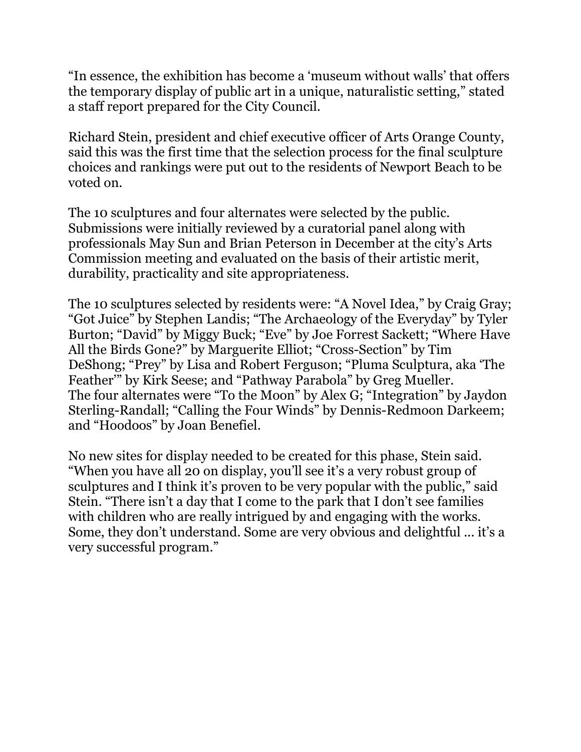"In essence, the exhibition has become a 'museum without walls' that offers the temporary display of public art in a unique, naturalistic setting," stated a staff report prepared for the City Council.

Richard Stein, president and chief executive officer of Arts Orange County, said this was the first time that the selection process for the final sculpture choices and rankings were put out to the residents of Newport Beach to be voted on.

The 10 sculptures and four alternates were selected by the public. Submissions were initially reviewed by a curatorial panel along with professionals May Sun and Brian Peterson in December at the city's Arts Commission meeting and evaluated on the basis of their artistic merit, durability, practicality and site appropriateness.

The 10 sculptures selected by residents were: "A Novel Idea," by Craig Gray; "Got Juice" by Stephen Landis; "The Archaeology of the Everyday" by Tyler Burton; "David" by Miggy Buck; "Eve" by Joe Forrest Sackett; "Where Have All the Birds Gone?" by Marguerite Elliot; "Cross-Section" by Tim DeShong; "Prey" by Lisa and Robert Ferguson; "Pluma Sculptura, aka 'The Feather'" by Kirk Seese; and "Pathway Parabola" by Greg Mueller.
The four alternates were "To the Moon" by Alex G; "Integration" by Jaydon Sterling-Randall; "Calling the Four Winds" by Dennis-Redmoon Darkeem; and "Hoodoos" by Joan Benefiel.

No new sites for display needed to be created for this phase, Stein said. "When you have all 20 on display, you'll see it's a very robust group of sculptures and I think it's proven to be very popular with the public," said Stein. "There isn't a day that I come to the park that I don't see families with children who are really intrigued by and engaging with the works. Some, they don't understand. Some are very obvious and delightful … it's a very successful program."